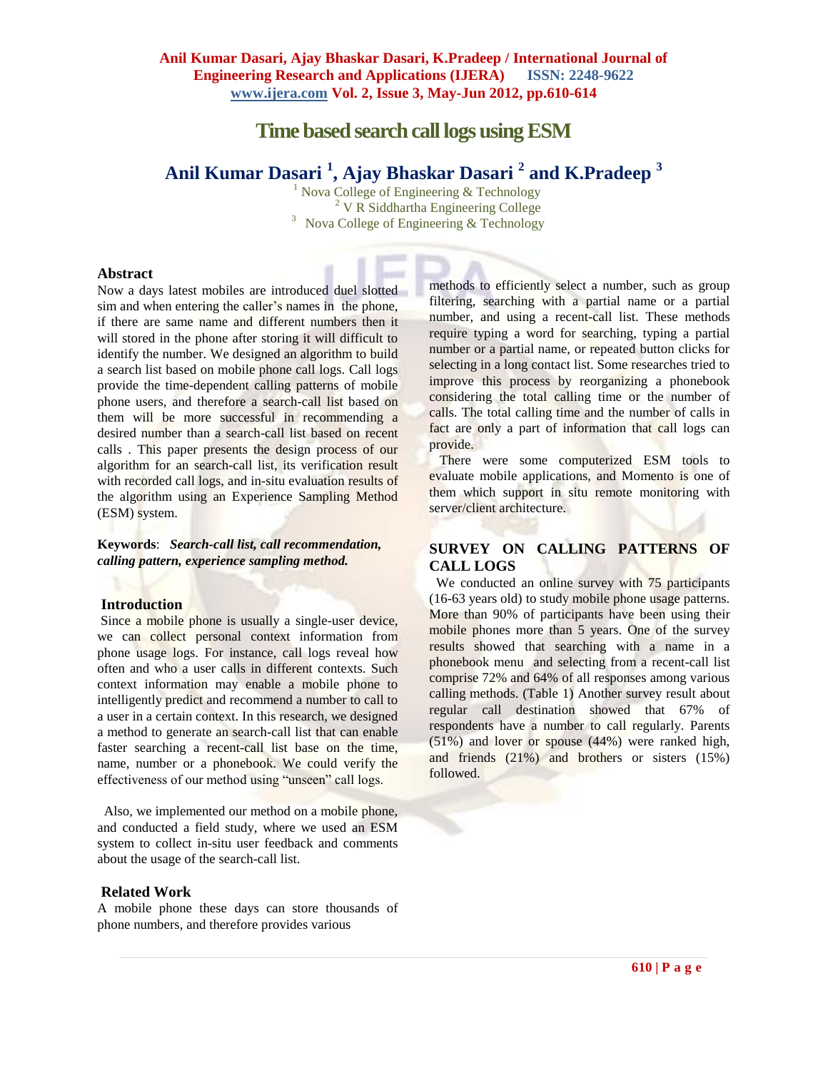#### Anil Kumar Dasari, Ajay Bhaskar Dasari, K.Pradeep / International Journal of Engineering Research and Applications (IJERA) ISSN: 2248-9622 www.ijera.com Vol. 2, Issue 3, May-Jun 2012, pp.610-614

# Time based search call logs using ESM

## Anil Kumar Dasari [1], Ajay Bhaskar Dasari [2] and K.Pradeep [3]

[1] Nova College of Engineering & Technology
[2] V R Siddhartha Engineering College
[3] Nova College of Engineering & Technology

## Abstract

Now a days latest mobiles are introduced duel slotted sim and when entering the caller's names in the phone, if there are same name and different numbers then it will stored in the phone after storing it will difficult to identify the number. We designed an algorithm to build a search list based on mobile phone call logs. Call logs provide the time-dependent calling patterns of mobile phone users, and therefore a search-call list based on them will be more successful in recommending a desired number than a search-call list based on recent calls . This paper presents the design process of our algorithm for an search-call list, its verification result with recorded call logs, and in-situ evaluation results of the algorithm using an Experience Sampling Method (ESM) system.

**Keywords**: ***Search-call list, call recommendation, calling pattern, experience sampling method.***

## Introduction

Since a mobile phone is usually a single-user device, we can collect personal context information from phone usage logs. For instance, call logs reveal how often and who a user calls in different contexts. Such context information may enable a mobile phone to intelligently predict and recommend a number to call to a user in a certain context. In this research, we designed a method to generate an search-call list that can enable faster searching a recent-call list base on the time, name, number or a phonebook. We could verify the effectiveness of our method using "unseen" call logs.

Also, we implemented our method on a mobile phone, and conducted a field study, where we used an ESM system to collect in-situ user feedback and comments about the usage of the search-call list.

## Related Work

A mobile phone these days can store thousands of phone numbers, and therefore provides various methods to efficiently select a number, such as group filtering, searching with a partial name or a partial number, and using a recent-call list. These methods require typing a word for searching, typing a partial number or a partial name, or repeated button clicks for selecting in a long contact list. Some researches tried to improve this process by reorganizing a phonebook considering the total calling time or the number of calls. The total calling time and the number of calls in fact are only a part of information that call logs can provide.

There were some computerized ESM tools to evaluate mobile applications, and Momento is one of them which support in situ remote monitoring with server/client architecture.

## SURVEY ON CALLING PATTERNS OF CALL LOGS

We conducted an online survey with 75 participants (16-63 years old) to study mobile phone usage patterns. More than 90% of participants have been using their mobile phones more than 5 years. One of the survey results showed that searching with a name in a phonebook menu and selecting from a recent-call list comprise 72% and 64% of all responses among various calling methods. (Table 1) Another survey result about regular call destination showed that 67% of respondents have a number to call regularly. Parents (51%) and lover or spouse (44%) were ranked high, and friends (21%) and brothers or sisters (15%) followed.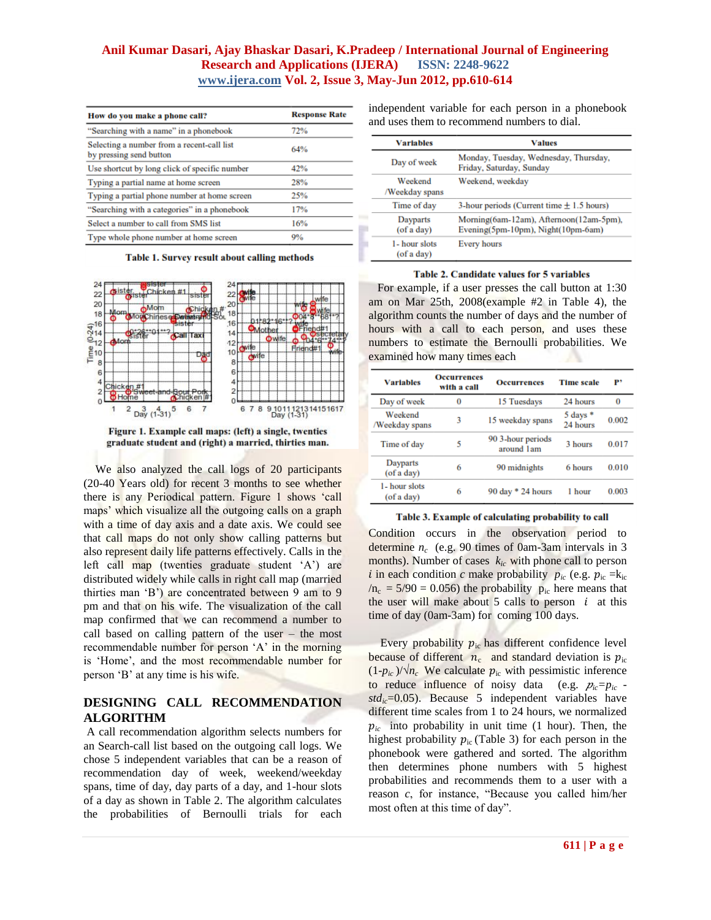| How do you make a phone call? | Response Rate |
|---|---|
| "Searching with a name" in a phonebook | 72% |
| Selecting a number from a recent-call list by pressing send button | 64% |
| Use shortcut by long click of specific number | 42% |
| Typing a partial name at home screen | 28% |
| Typing a partial phone number at home screen | 25% |
| "Searching with a categories" in a phonebook | 17% |
| Select a number to call from SMS list | 16% |
| Type whole phone number at home screen | 9% |

**Table 1. Survey result about calling methods**

**Figure 1. Example call maps: (left) a single, twenties graduate student and (right) a married, thirties man.**

We also analyzed the call logs of 20 participants (20-40 Years old) for recent 3 months to see whether there is any Periodical pattern. Figure 1 shows 'call maps' which visualize all the outgoing calls on a graph with a time of day axis and a date axis. We could see that call maps do not only show calling patterns but also represent daily life patterns effectively. Calls in the left call map (twenties graduate student 'A') are distributed widely while calls in right call map (married thirties man 'B') are concentrated between 9 am to 9 pm and that on his wife. The visualization of the call map confirmed that we can recommend a number to call based on calling pattern of the user – the most recommendable number for person 'A' in the morning is 'Home', and the most recommendable number for person 'B' at any time is his wife.

## DESIGNING CALL RECOMMENDATION ALGORITHM

A call recommendation algorithm selects numbers for an Search-call list based on the outgoing call logs. We chose 5 independent variables that can be a reason of recommendation day of week, weekend/weekday spans, time of day, day parts of a day, and 1-hour slots of a day as shown in Table 2. The algorithm calculates the probabilities of Bernoulli trials for each independent variable for each person in a phonebook and uses them to recommend numbers to dial.

| Variables | Values |
|---|---|
| Day of week | Monday, Tuesday, Wednesday, Thursday, Friday, Saturday, Sunday |
| Weekend /Weekday spans | Weekend, weekday |
| Time of day | 3-hour periods (Current time ± 1.5 hours) |
| Dayparts (of a day) | Morning(6am-12am), Afternoon(12am-5pm), Evening(5pm-10pm), Night(10pm-6am) |
| 1- hour slots (of a day) | Every hours |

**Table 2. Candidate values for 5 variables**

For example, if a user presses the call button at 1:30 am on Mar 25th, 2008(example #2 in Table 4), the algorithm counts the number of days and the number of hours with a call to each person, and uses these numbers to estimate the Bernoulli probabilities. We examined how many times each

| Variables | Occurrences with a call | Occurrences | Time scale | P' |
|---|---|---|---|---|
| Day of week | 0 | 15 Tuesdays | 24 hours | 0 |
| Weekend /Weekday spans | 3 | 15 weekday spans | 5 days * 24 hours | 0.002 |
| Time of day | 5 | 90 3-hour periods around 1am | 3 hours | 0.017 |
| Dayparts (of a day) | 6 | 90 midnights | 6 hours | 0.010 |
| 1- hour slots (of a day) | 6 | 90 day * 24 hours | 1 hour | 0.003 |

**Table 3. Example of calculating probability to call**

Condition occurs in the observation period to determine $n_c$ (e.g, 90 times of 0am-3am intervals in 3 months). Number of cases $k_{ic}$ with phone call to person $i$ in each condition $c$ make probability $p_{ic}$ (e.g. $p_{ic} = k_{ic}/n_c = 5/90 = 0.056$) the probability $p_{ic}$ here means that the user will make about 5 calls to person $i$ at this time of day (0am-3am) for coming 100 days.

Every probability $p_{ic}$ has different confidence level because of different $n_c$ and standard deviation is $p_{ic}(1-p_{ic})/\sqrt{n_c}$ We calculate $p_{ic}$ with pessimistic inference to reduce influence of noisy data (e.g. $p_{ic}=p_{ic} - std_{ic}=0.05$). Because 5 independent variables have different time scales from 1 to 24 hours, we normalized $p_{ic}$ into probability in unit time (1 hour). Then, the highest probability $p_{ic}$ (Table 3) for each person in the phonebook were gathered and sorted. The algorithm then determines phone numbers with 5 highest probabilities and recommends them to a user with a reason $c$, for instance, "Because you called him/her most often at this time of day".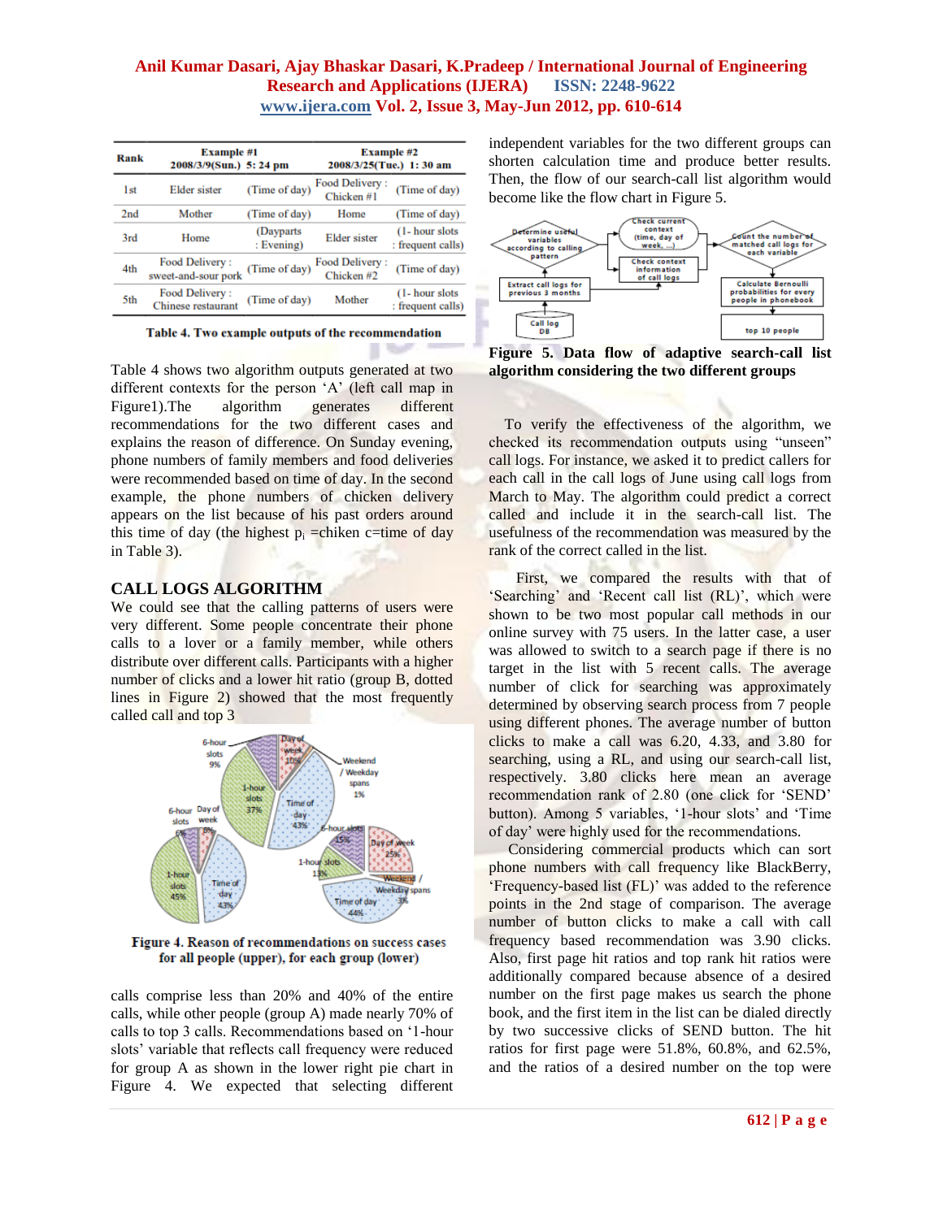| Rank | Example #1 2008/3/9(Sun.) 5: 24 pm | | Example #2 2008/3/25(Tue.) 1: 30 am | |
|---|---|---|---|---|
| 1st | Elder sister | (Time of day) | Food Delivery : Chicken #1 | (Time of day) |
| 2nd | Mother | (Time of day) | Home | (Time of day) |
| 3rd | Home | (Dayparts : Evening) | Elder sister | (1- hour slots : frequent calls) |
| 4th | Food Delivery : sweet-and-sour pork | (Time of day) | Food Delivery : Chicken #2 | (Time of day) |
| 5th | Food Delivery : Chinese restaurant | (Time of day) | Mother | (1- hour slots : frequent calls) |

**Table 4. Two example outputs of the recommendation**

Table 4 shows two algorithm outputs generated at two different contexts for the person 'A' (left call map in Figure1).The algorithm generates different recommendations for the two different cases and explains the reason of difference. On Sunday evening, phone numbers of family members and food deliveries were recommended based on time of day. In the second example, the phone numbers of chicken delivery appears on the list because of his past orders around this time of day (the highest $p_i$ =chiken c=time of day in Table 3).

## CALL LOGS ALGORITHM

We could see that the calling patterns of users were very different. Some people concentrate their phone calls to a lover or a family member, while others distribute over different calls. Participants with a higher number of clicks and a lower hit ratio (group B, dotted lines in Figure 2) showed that the most frequently called call and top 3

**Figure 4. Reason of recommendations on success cases for all people (upper), for each group (lower)**

calls comprise less than 20% and 40% of the entire calls, while other people (group A) made nearly 70% of calls to top 3 calls. Recommendations based on '1-hour slots' variable that reflects call frequency were reduced for group A as shown in the lower right pie chart in Figure 4. We expected that selecting different independent variables for the two different groups can shorten calculation time and produce better results. Then, the flow of our search-call list algorithm would become like the flow chart in Figure 5.

**Figure 5. Data flow of adaptive search-call list algorithm considering the two different groups**

To verify the effectiveness of the algorithm, we checked its recommendation outputs using "unseen" call logs. For instance, we asked it to predict callers for each call in the call logs of June using call logs from March to May. The algorithm could predict a correct called and include it in the search-call list. The usefulness of the recommendation was measured by the rank of the correct called in the list.

First, we compared the results with that of 'Searching' and 'Recent call list (RL)', which were shown to be two most popular call methods in our online survey with 75 users. In the latter case, a user was allowed to switch to a search page if there is no target in the list with 5 recent calls. The average number of click for searching was approximately determined by observing search process from 7 people using different phones. The average number of button clicks to make a call was 6.20, 4.33, and 3.80 for searching, using a RL, and using our search-call list, respectively. 3.80 clicks here mean an average recommendation rank of 2.80 (one click for 'SEND' button). Among 5 variables, '1-hour slots' and 'Time of day' were highly used for the recommendations.

Considering commercial products which can sort phone numbers with call frequency like BlackBerry, 'Frequency-based list (FL)' was added to the reference points in the 2nd stage of comparison. The average number of button clicks to make a call with call frequency based recommendation was 3.90 clicks. Also, first page hit ratios and top rank hit ratios were additionally compared because absence of a desired number on the first page makes us search the phone book, and the first item in the list can be dialed directly by two successive clicks of SEND button. The hit ratios for first page were 51.8%, 60.8%, and 62.5%, and the ratios of a desired number on the top were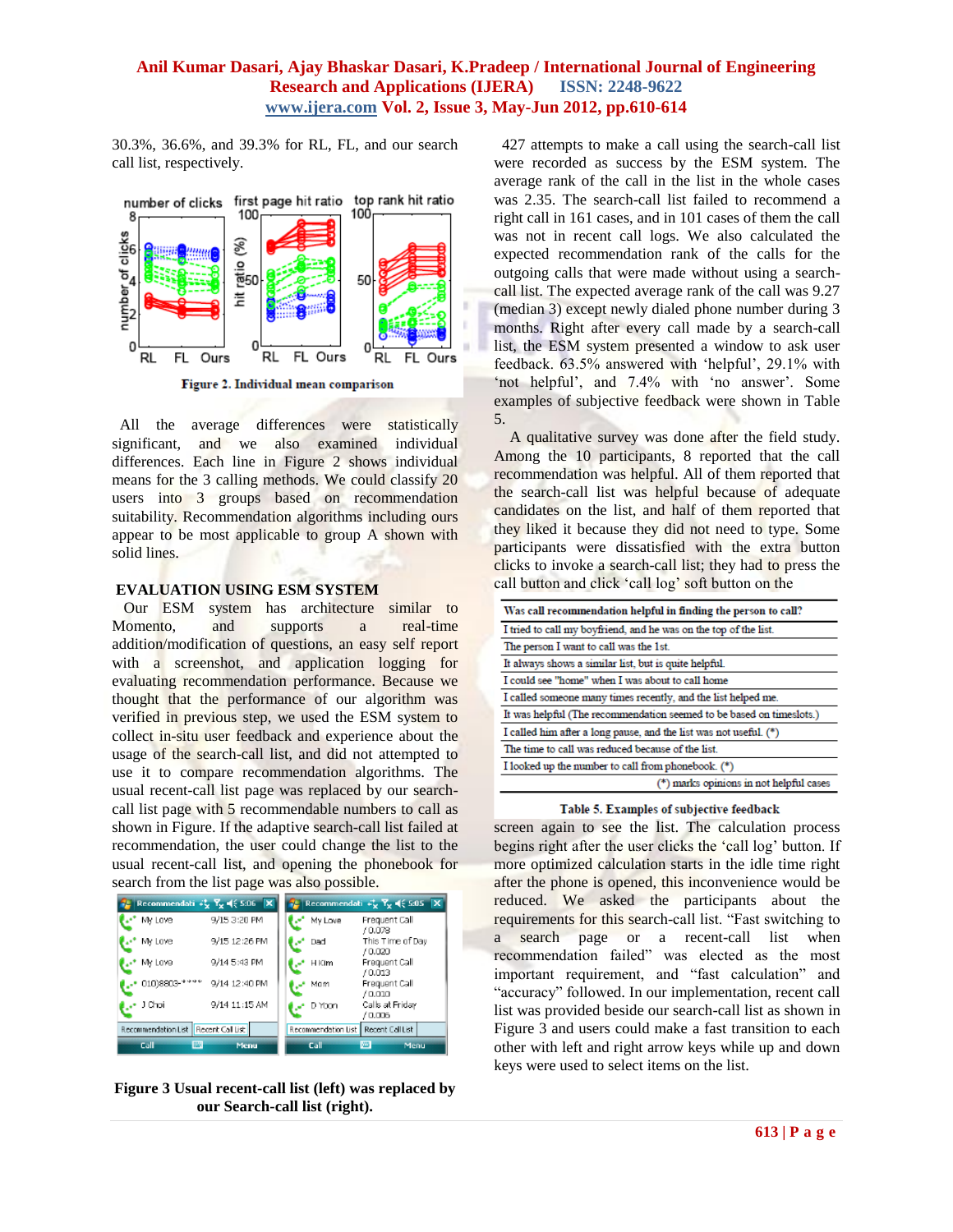30.3%, 36.6%, and 39.3% for RL, FL, and our search call list, respectively.

**Figure 2. Individual mean comparison**

All the average differences were statistically significant, and we also examined individual differences. Each line in Figure 2 shows individual means for the 3 calling methods. We could classify 20 users into 3 groups based on recommendation suitability. Recommendation algorithms including ours appear to be most applicable to group A shown with solid lines.

## EVALUATION USING ESM SYSTEM

Our ESM system has architecture similar to Momento, and supports a real-time addition/modification of questions, an easy self report with a screenshot, and application logging for evaluating recommendation performance. Because we thought that the performance of our algorithm was verified in previous step, we used the ESM system to collect in-situ user feedback and experience about the usage of the search-call list, and did not attempted to use it to compare recommendation algorithms. The usual recent-call list page was replaced by our search-call list page with 5 recommendable numbers to call as shown in Figure. If the adaptive search-call list failed at recommendation, the user could change the list to the usual recent-call list, and opening the phonebook for search from the list page was also possible.

**Figure 3 Usual recent-call list (left) was replaced by our Search-call list (right).**

427 attempts to make a call using the search-call list were recorded as success by the ESM system. The average rank of the call in the list in the whole cases was 2.35. The search-call list failed to recommend a right call in 161 cases, and in 101 cases of them the call was not in recent call logs. We also calculated the expected recommendation rank of the calls for the outgoing calls that were made without using a search-call list. The expected average rank of the call was 9.27 (median 3) except newly dialed phone number during 3 months. Right after every call made by a search-call list, the ESM system presented a window to ask user feedback. 63.5% answered with 'helpful', 29.1% with 'not helpful', and 7.4% with 'no answer'. Some examples of subjective feedback were shown in Table 5.

A qualitative survey was done after the field study. Among the 10 participants, 8 reported that the call recommendation was helpful. All of them reported that the search-call list was helpful because of adequate candidates on the list, and half of them reported that they liked it because they did not need to type. Some participants were dissatisfied with the extra button clicks to invoke a search-call list; they had to press the call button and click 'call log' soft button on the screen again to see the list. The calculation process begins right after the user clicks the 'call log' button. If more optimized calculation starts in the idle time right after the phone is opened, this inconvenience would be reduced. We asked the participants about the requirements for this search-call list. "Fast switching to a search page or a recent-call list when recommendation failed" was elected as the most important requirement, and "fast calculation" and "accuracy" followed. In our implementation, recent call list was provided beside our search-call list as shown in Figure 3 and users could make a fast transition to each other with left and right arrow keys while up and down keys were used to select items on the list.

| Was call recommendation helpful in finding the person to call? |
|---|
| I tried to call my boyfriend, and he was on the top of the list. |
| The person I want to call was the 1st. |
| It always shows a similar list, but is quite helpful. |
| I could see "home" when I was about to call home |
| I called someone many times recently, and the list helped me. |
| It was helpful (The recommendation seemed to be based on timeslots.) |
| I called him after a long pause, and the list was not useful. (*) |
| The time to call was reduced because of the list. |
| I looked up the number to call from phonebook. (*) |
| (*) marks opinions in not helpful cases |

**Table 5. Examples of subjective feedback**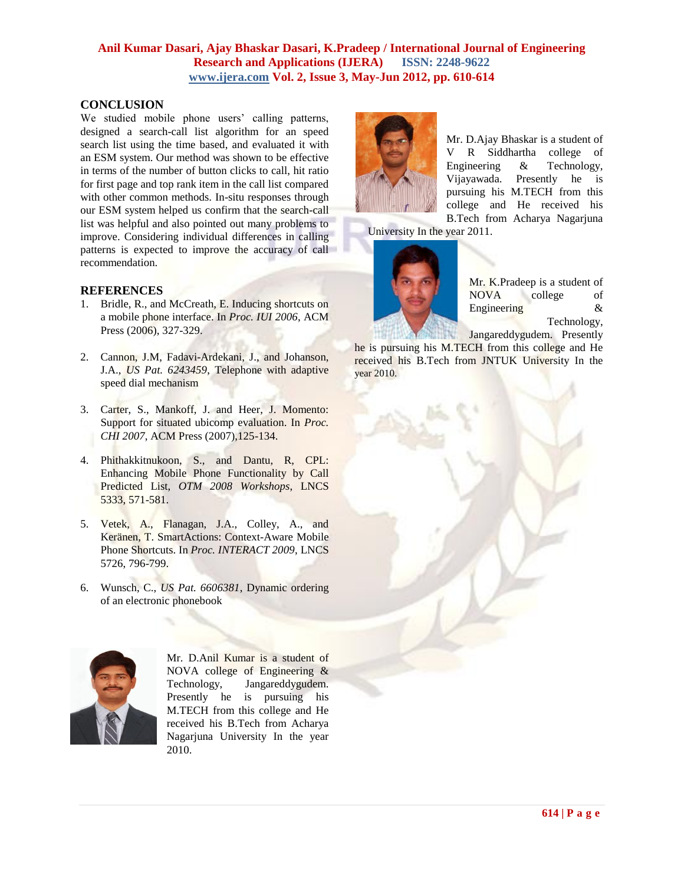## CONCLUSION

We studied mobile phone users' calling patterns, designed a search-call list algorithm for an speed search list using the time based, and evaluated it with an ESM system. Our method was shown to be effective in terms of the number of button clicks to call, hit ratio for first page and top rank item in the call list compared with other common methods. In-situ responses through our ESM system helped us confirm that the search-call list was helpful and also pointed out many problems to improve. Considering individual differences in calling patterns is expected to improve the accuracy of call recommendation.

## REFERENCES

1. Bridle, R., and McCreath, E. Inducing shortcuts on a mobile phone interface. In *Proc. IUI 2006*, ACM Press (2006), 327-329.
2. Cannon, J.M, Fadavi-Ardekani, J., and Johanson, J.A., *US Pat. 6243459*, Telephone with adaptive speed dial mechanism
3. Carter, S., Mankoff, J. and Heer, J. Momento: Support for situated ubicomp evaluation. In *Proc. CHI 2007*, ACM Press (2007),125-134.
4. Phithakkitnukoon, S., and Dantu, R, CPL: Enhancing Mobile Phone Functionality by Call Predicted List, *OTM 2008 Workshops*, LNCS 5333, 571-581.
5. Vetek, A., Flanagan, J.A., Colley, A., and Keränen, T. SmartActions: Context-Aware Mobile Phone Shortcuts. In *Proc. INTERACT 2009*, LNCS 5726, 796-799.
6. Wunsch, C., *US Pat. 6606381*, Dynamic ordering of an electronic phonebook

Mr. D.Anil Kumar is a student of NOVA college of Engineering & Technology, Jangareddygudem. Presently he is pursuing his M.TECH from this college and He received his B.Tech from Acharya Nagarjuna University In the year 2010.

Mr. D.Ajay Bhaskar is a student of V R Siddhartha college of Engineering & Technology, Vijayawada. Presently he is pursuing his M.TECH from this college and He received his B.Tech from Acharya Nagarjuna University In the year 2011.

Mr. K.Pradeep is a student of NOVA college of Engineering & Technology, Jangareddygudem. Presently he is pursuing his M.TECH from this college and He received his B.Tech from JNTUK University In the year 2010.